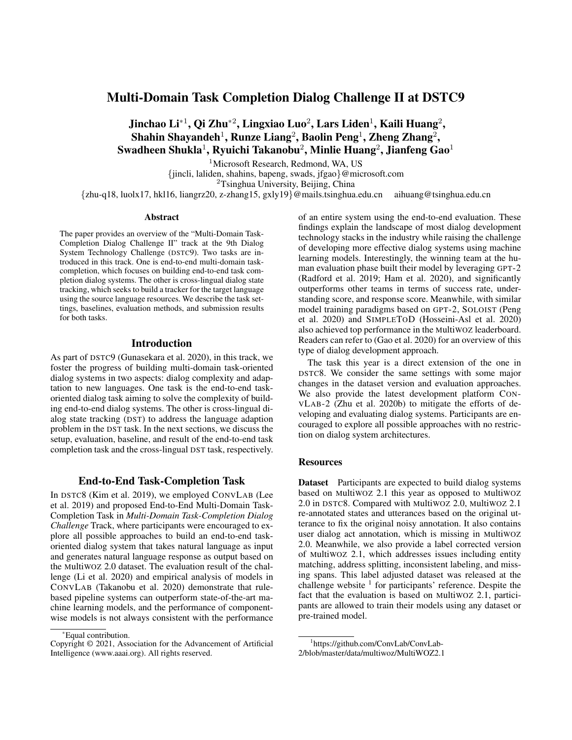# Multi-Domain Task Completion Dialog Challenge II at DSTC9

**Jinchao Li**[*1], **Qi Zhu**[*2], **Lingxiao Luo**[2], **Lars Liden**[1], **Kaili Huang**[2], **Shahin Shayandeh**[1], **Runze Liang**[2], **Baolin Peng**[1], **Zheng Zhang**[2], **Swadheen Shukla**[1], **Ryuichi Takanobu**[2], **Minlie Huang**[2], **Jianfeng Gao**[1]

[1]Microsoft Research, Redmond, WA, US
{jincli, laliden, shahins, bapeng, swads, jfgao}@microsoft.com
[2]Tsinghua University, Beijing, China
{zhu-q18, luolx17, hkl16, liangrz20, z-zhang15, gxly19}@mails.tsinghua.edu.cn aihuang@tsinghua.edu.cn

## Abstract

The paper provides an overview of the "Multi-Domain Task-Completion Dialog Challenge II" track at the 9th Dialog System Technology Challenge (DSTC9). Two tasks are introduced in this track. One is end-to-end multi-domain task-completion, which focuses on building end-to-end task completion dialog systems. The other is cross-lingual dialog state tracking, which seeks to build a tracker for the target language using the source language resources. We describe the task settings, baselines, evaluation methods, and submission results for both tasks.

## Introduction

As part of DSTC9 (Gunasekara et al. 2020), in this track, we foster the progress of building multi-domain task-oriented dialog systems in two aspects: dialog complexity and adaptation to new languages. One task is the end-to-end task-oriented dialog task aiming to solve the complexity of building end-to-end dialog systems. The other is cross-lingual dialog state tracking (DST) to address the language adaption problem in the DST task. In the next sections, we discuss the setup, evaluation, baseline, and result of the end-to-end task completion task and the cross-lingual DST task, respectively.

## End-to-End Task-Completion Task

In DSTC8 (Kim et al. 2019), we employed CONVLAB (Lee et al. 2019) and proposed End-to-End Multi-Domain Task-Completion Task in *Multi-Domain Task-Completion Dialog Challenge* Track, where participants were encouraged to explore all possible approaches to build an end-to-end task-oriented dialog system that takes natural language as input and generates natural language response as output based on the MultiWOZ 2.0 dataset. The evaluation result of the challenge (Li et al. 2020) and empirical analysis of models in CONVLAB (Takanobu et al. 2020) demonstrate that rule-based pipeline systems can outperform state-of-the-art machine learning models, and the performance of component-wise models is not always consistent with the performance of an entire system using the end-to-end evaluation. These findings explain the landscape of most dialog development technology stacks in the industry while raising the challenge of developing more effective dialog systems using machine learning models. Interestingly, the winning team at the human evaluation phase built their model by leveraging GPT-2 (Radford et al. 2019; Ham et al. 2020), and significantly outperforms other teams in terms of success rate, understanding score, and response score. Meanwhile, with similar model training paradigms based on GPT-2, SOLOIST (Peng et al. 2020) and SIMPLETOD (Hosseini-Asl et al. 2020) also achieved top performance in the MultiWOZ leaderboard. Readers can refer to (Gao et al. 2020) for an overview of this type of dialog development approach.

The task this year is a direct extension of the one in DSTC8. We consider the same settings with some major changes in the dataset version and evaluation approaches. We also provide the latest development platform CONVLAB-2 (Zhu et al. 2020b) to mitigate the efforts of developing and evaluating dialog systems. Participants are encouraged to explore all possible approaches with no restriction on dialog system architectures.

### Resources

**Dataset** Participants are expected to build dialog systems based on MultiWOZ 2.1 this year as opposed to MultiWOZ 2.0 in DSTC8. Compared with MultiWOZ 2.0, MultiWOZ 2.1 re-annotated states and utterances based on the original utterance to fix the original noisy annotation. It also contains user dialog act annotation, which is missing in MultiWOZ 2.0. Meanwhile, we also provide a label corrected version of MultiWOZ 2.1, which addresses issues including entity matching, address splitting, inconsistent labeling, and missing spans. This label adjusted dataset was released at the challenge website [1] for participants' reference. Despite the fact that the evaluation is based on MultiWOZ 2.1, participants are allowed to train their models using any dataset or pre-trained model.

[*]Equal contribution.
Copyright © 2021, Association for the Advancement of Artificial Intelligence (www.aaai.org). All rights reserved.

[1]https://github.com/ConvLab/ConvLab-2/blob/master/data/multiwoz/MultiWOZ2.1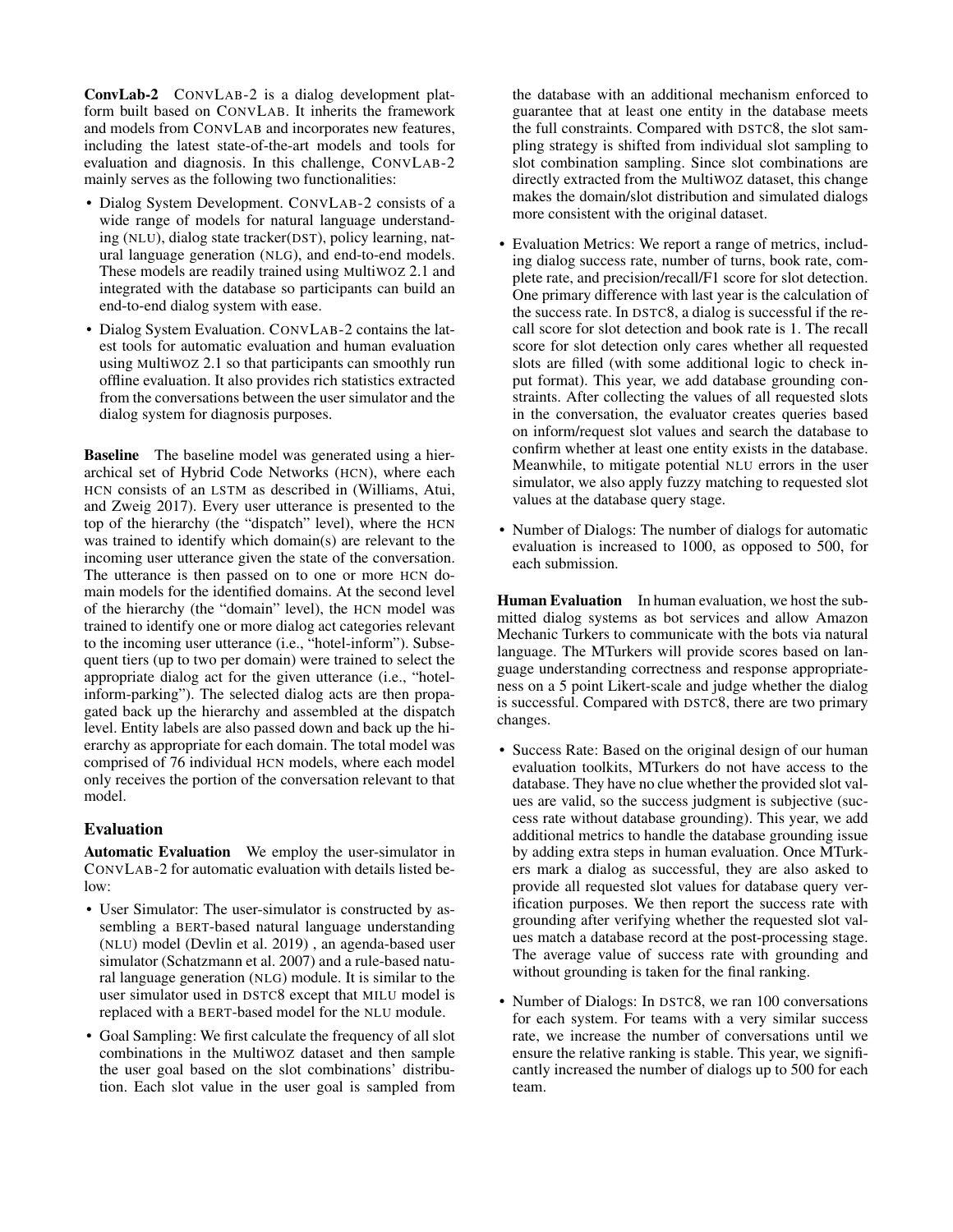**ConvLab-2** CONVLAB-2 is a dialog development platform built based on CONVLAB. It inherits the framework and models from CONVLAB and incorporates new features, including the latest state-of-the-art models and tools for evaluation and diagnosis. In this challenge, CONVLAB-2 mainly serves as the following two functionalities:

- Dialog System Development. CONVLAB-2 consists of a wide range of models for natural language understanding (NLU), dialog state tracker(DST), policy learning, natural language generation (NLG), and end-to-end models. These models are readily trained using MultiWOZ 2.1 and integrated with the database so participants can build an end-to-end dialog system with ease.
- Dialog System Evaluation. CONVLAB-2 contains the latest tools for automatic evaluation and human evaluation using MultiWOZ 2.1 so that participants can smoothly run offline evaluation. It also provides rich statistics extracted from the conversations between the user simulator and the dialog system for diagnosis purposes.

**Baseline** The baseline model was generated using a hierarchical set of Hybrid Code Networks (HCN), where each HCN consists of an LSTM as described in (Williams, Atui, and Zweig 2017). Every user utterance is presented to the top of the hierarchy (the "dispatch" level), where the HCN was trained to identify which domain(s) are relevant to the incoming user utterance given the state of the conversation. The utterance is then passed on to one or more HCN domain models for the identified domains. At the second level of the hierarchy (the "domain" level), the HCN model was trained to identify one or more dialog act categories relevant to the incoming user utterance (i.e., "hotel-inform"). Subsequent tiers (up to two per domain) were trained to select the appropriate dialog act for the given utterance (i.e., "hotel-inform-parking"). The selected dialog acts are then propagated back up the hierarchy and assembled at the dispatch level. Entity labels are also passed down and back up the hierarchy as appropriate for each domain. The total model was comprised of 76 individual HCN models, where each model only receives the portion of the conversation relevant to that model.

## Evaluation

**Automatic Evaluation** We employ the user-simulator in CONVLAB-2 for automatic evaluation with details listed below:

- User Simulator: The user-simulator is constructed by assembling a BERT-based natural language understanding (NLU) model (Devlin et al. 2019) , an agenda-based user simulator (Schatzmann et al. 2007) and a rule-based natural language generation (NLG) module. It is similar to the user simulator used in DSTC8 except that MILU model is replaced with a BERT-based model for the NLU module.
- Goal Sampling: We first calculate the frequency of all slot combinations in the MultiWOZ dataset and then sample the user goal based on the slot combinations' distribution. Each slot value in the user goal is sampled from the database with an additional mechanism enforced to guarantee that at least one entity in the database meets the full constraints. Compared with DSTC8, the slot sampling strategy is shifted from individual slot sampling to slot combination sampling. Since slot combinations are directly extracted from the MultiWOZ dataset, this change makes the domain/slot distribution and simulated dialogs more consistent with the original dataset.
- Evaluation Metrics: We report a range of metrics, including dialog success rate, number of turns, book rate, complete rate, and precision/recall/F1 score for slot detection. One primary difference with last year is the calculation of the success rate. In DSTC8, a dialog is successful if the recall score for slot detection and book rate is 1. The recall score for slot detection only cares whether all requested slots are filled (with some additional logic to check input format). This year, we add database grounding constraints. After collecting the values of all requested slots in the conversation, the evaluator creates queries based on inform/request slot values and search the database to confirm whether at least one entity exists in the database. Meanwhile, to mitigate potential NLU errors in the user simulator, we also apply fuzzy matching to requested slot values at the database query stage.
- Number of Dialogs: The number of dialogs for automatic evaluation is increased to 1000, as opposed to 500, for each submission.

**Human Evaluation** In human evaluation, we host the submitted dialog systems as bot services and allow Amazon Mechanic Turkers to communicate with the bots via natural language. The MTurkers will provide scores based on language understanding correctness and response appropriateness on a 5 point Likert-scale and judge whether the dialog is successful. Compared with DSTC8, there are two primary changes.

- Success Rate: Based on the original design of our human evaluation toolkits, MTurkers do not have access to the database. They have no clue whether the provided slot values are valid, so the success judgment is subjective (success rate without database grounding). This year, we add additional metrics to handle the database grounding issue by adding extra steps in human evaluation. Once MTurkers mark a dialog as successful, they are also asked to provide all requested slot values for database query verification purposes. We then report the success rate with grounding after verifying whether the requested slot values match a database record at the post-processing stage. The average value of success rate with grounding and without grounding is taken for the final ranking.
- Number of Dialogs: In DSTC8, we ran 100 conversations for each system. For teams with a very similar success rate, we increase the number of conversations until we ensure the relative ranking is stable. This year, we significantly increased the number of dialogs up to 500 for each team.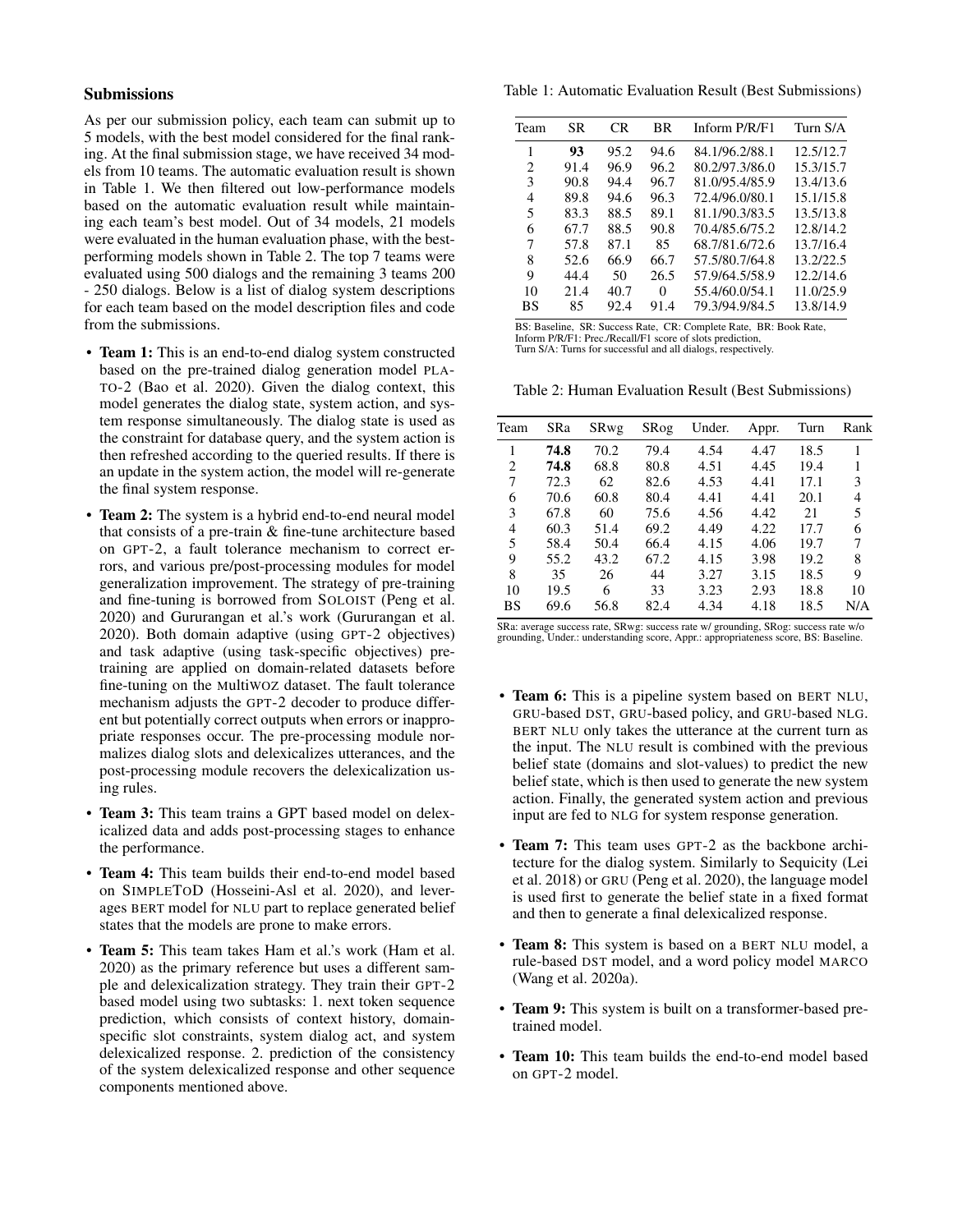### Submissions

As per our submission policy, each team can submit up to 5 models, with the best model considered for the final ranking. At the final submission stage, we have received 34 models from 10 teams. The automatic evaluation result is shown in Table 1. We then filtered out low-performance models based on the automatic evaluation result while maintaining each team's best model. Out of 34 models, 21 models were evaluated in the human evaluation phase, with the best-performing models shown in Table 2. The top 7 teams were evaluated using 500 dialogs and the remaining 3 teams 200 - 250 dialogs. Below is a list of dialog system descriptions for each team based on the model description files and code from the submissions.

Table 1: Automatic Evaluation Result (Best Submissions)

| Team | SR | CR | BR | Inform P/R/F1 | Turn S/A |
|---|---|---|---|---|---|
| 1 | **93** | 95.2 | 94.6 | 84.1/96.2/88.1 | 12.5/12.7 |
| 2 | 91.4 | 96.9 | 96.2 | 80.2/97.3/86.0 | 15.3/15.7 |
| 3 | 90.8 | 94.4 | 96.7 | 81.0/95.4/85.9 | 13.4/13.6 |
| 4 | 89.8 | 94.6 | 96.3 | 72.4/96.0/80.1 | 15.1/15.8 |
| 5 | 83.3 | 88.5 | 89.1 | 81.1/90.3/83.5 | 13.5/13.8 |
| 6 | 67.7 | 88.5 | 90.8 | 70.4/85.6/75.2 | 12.8/14.2 |
| 7 | 57.8 | 87.1 | 85 | 68.7/81.6/72.6 | 13.7/16.4 |
| 8 | 52.6 | 66.9 | 66.7 | 57.5/80.7/64.8 | 13.2/22.5 |
| 9 | 44.4 | 50 | 26.5 | 57.9/64.5/58.9 | 12.2/14.6 |
| 10 | 21.4 | 40.7 | 0 | 55.4/60.0/54.1 | 11.0/25.9 |
| BS | 85 | 92.4 | 91.4 | 79.3/94.9/84.5 | 13.8/14.9 |

BS: Baseline, SR: Success Rate, CR: Complete Rate, BR: Book Rate, Inform P/R/F1: Prec./Recall/F1 score of slots prediction, Turn S/A: Turns for successful and all dialogs, respectively.

Table 2: Human Evaluation Result (Best Submissions)

| Team | SRa | SRwg | SRog | Under. | Appr. | Turn | Rank |
|---|---|---|---|---|---|---|---|
| 1 | **74.8** | 70.2 | 79.4 | 4.54 | 4.47 | 18.5 | 1 |
| 2 | **74.8** | 68.8 | 80.8 | 4.51 | 4.45 | 19.4 | 1 |
| 7 | 72.3 | 62 | 82.6 | 4.53 | 4.41 | 17.1 | 3 |
| 6 | 70.6 | 60.8 | 80.4 | 4.41 | 4.41 | 20.1 | 4 |
| 3 | 67.8 | 60 | 75.6 | 4.56 | 4.42 | 21 | 5 |
| 4 | 60.3 | 51.4 | 69.2 | 4.49 | 4.22 | 17.7 | 6 |
| 5 | 58.4 | 50.4 | 66.4 | 4.15 | 4.06 | 19.7 | 7 |
| 9 | 55.2 | 43.2 | 67.2 | 4.15 | 3.98 | 19.2 | 8 |
| 8 | 35 | 26 | 44 | 3.27 | 3.15 | 18.5 | 9 |
| 10 | 19.5 | 6 | 33 | 3.23 | 2.93 | 18.8 | 10 |
| BS | 69.6 | 56.8 | 82.4 | 4.34 | 4.18 | 18.5 | N/A |

SRa: average success rate, SRwg: success rate w/ grounding, SRog: success rate w/o grounding, Under.: understanding score, Appr.: appropriateness score, BS: Baseline.

- **Team 1:** This is an end-to-end dialog system constructed based on the pre-trained dialog generation model PLATO-2 (Bao et al. 2020). Given the dialog context, this model generates the dialog state, system action, and system response simultaneously. The dialog state is used as the constraint for database query, and the system action is then refreshed according to the queried results. If there is an update in the system action, the model will re-generate the final system response.
- **Team 2:** The system is a hybrid end-to-end neural model that consists of a pre-train & fine-tune architecture based on GPT-2, a fault tolerance mechanism to correct errors, and various pre/post-processing modules for model generalization improvement. The strategy of pre-training and fine-tuning is borrowed from SOLOIST (Peng et al. 2020) and Gururangan et al.'s work (Gururangan et al. 2020). Both domain adaptive (using GPT-2 objectives) and task adaptive (using task-specific objectives) pre-training are applied on domain-related datasets before fine-tuning on the MultiWOZ dataset. The fault tolerance mechanism adjusts the GPT-2 decoder to produce different but potentially correct outputs when errors or inappropriate responses occur. The pre-processing module normalizes dialog slots and delexicalizes utterances, and the post-processing module recovers the delexicalization using rules.
- **Team 3:** This team trains a GPT based model on delexicalized data and adds post-processing stages to enhance the performance.
- **Team 4:** This team builds their end-to-end model based on SIMPLETOD (Hosseini-Asl et al. 2020), and leverages BERT model for NLU part to replace generated belief states that the models are prone to make errors.
- **Team 5:** This team takes Ham et al.'s work (Ham et al. 2020) as the primary reference but uses a different sample and delexicalization strategy. They train their GPT-2 based model using two subtasks: 1. next token sequence prediction, which consists of context history, domain-specific slot constraints, system dialog act, and system delexicalized response. 2. prediction of the consistency of the system delexicalized response and other sequence components mentioned above.
- **Team 6:** This is a pipeline system based on BERT NLU, GRU-based DST, GRU-based policy, and GRU-based NLG. BERT NLU only takes the utterance at the current turn as the input. The NLU result is combined with the previous belief state (domains and slot-values) to predict the new belief state, which is then used to generate the new system action. Finally, the generated system action and previous input are fed to NLG for system response generation.
- **Team 7:** This team uses GPT-2 as the backbone architecture for the dialog system. Similarly to Sequicity (Lei et al. 2018) or GRU (Peng et al. 2020), the language model is used first to generate the belief state in a fixed format and then to generate a final delexicalized response.
- **Team 8:** This system is based on a BERT NLU model, a rule-based DST model, and a word policy model MARCO (Wang et al. 2020a).
- **Team 9:** This system is built on a transformer-based pre-trained model.
- **Team 10:** This team builds the end-to-end model based on GPT-2 model.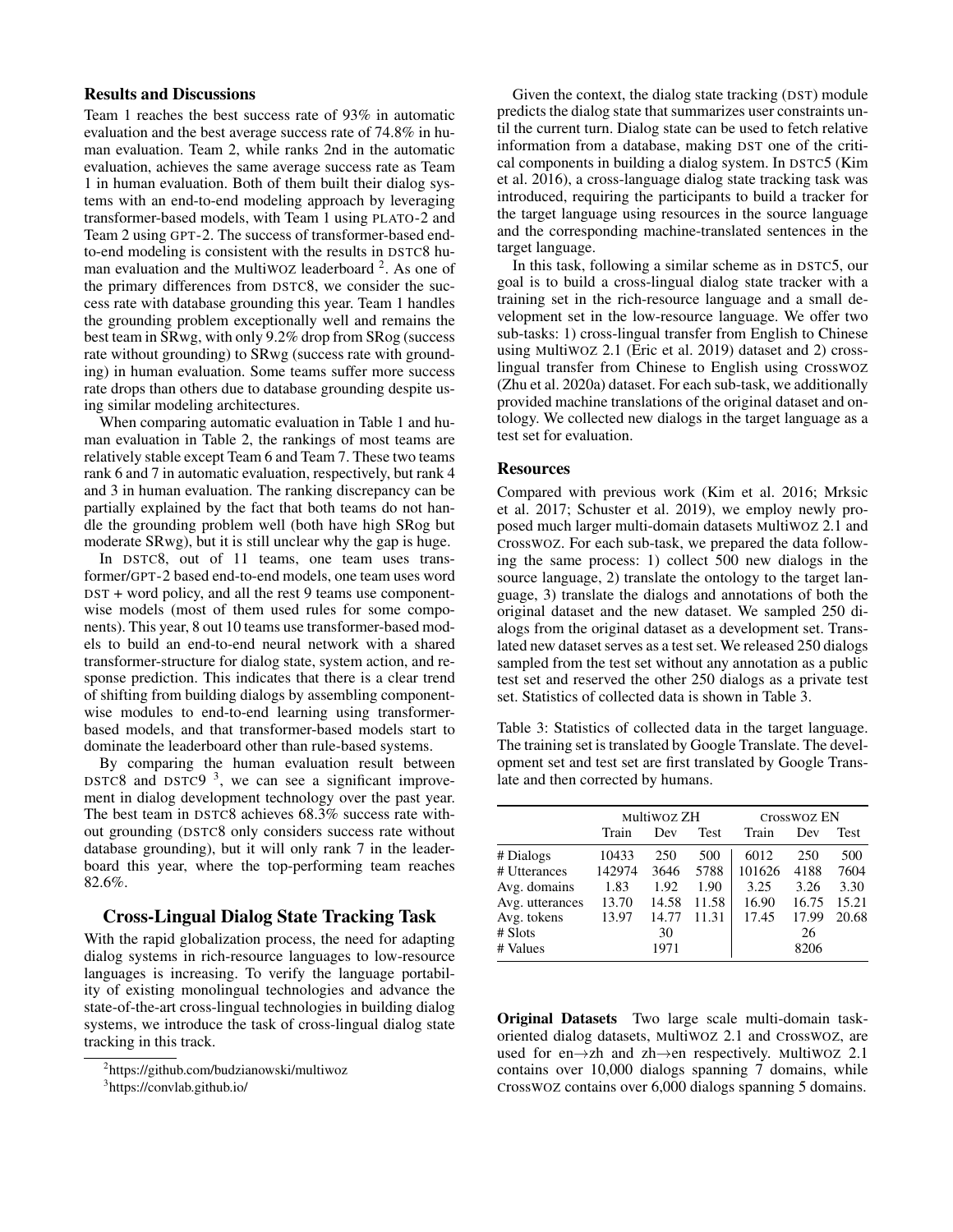### Results and Discussions

Team 1 reaches the best success rate of 93% in automatic evaluation and the best average success rate of 74.8% in human evaluation. Team 2, while ranks 2nd in the automatic evaluation, achieves the same average success rate as Team 1 in human evaluation. Both of them built their dialog systems with an end-to-end modeling approach by leveraging transformer-based models, with Team 1 using PLATO-2 and Team 2 using GPT-2. The success of transformer-based end-to-end modeling is consistent with the results in DSTC8 human evaluation and the MultiWOZ leaderboard [2]. As one of the primary differences from DSTC8, we consider the success rate with database grounding this year. Team 1 handles the grounding problem exceptionally well and remains the best team in SRwg, with only 9.2% drop from SRog (success rate without grounding) to SRwg (success rate with grounding) in human evaluation. Some teams suffer more success rate drops than others due to database grounding despite using similar modeling architectures.

When comparing automatic evaluation in Table 1 and human evaluation in Table 2, the rankings of most teams are relatively stable except Team 6 and Team 7. These two teams rank 6 and 7 in automatic evaluation, respectively, but rank 4 and 3 in human evaluation. The ranking discrepancy can be partially explained by the fact that both teams do not handle the grounding problem well (both have high SRog but moderate SRwg), but it is still unclear why the gap is huge.

In DSTC8, out of 11 teams, one team uses transformer/GPT-2 based end-to-end models, one team uses word DST + word policy, and all the rest 9 teams use component-wise models (most of them used rules for some components). This year, 8 out 10 teams use transformer-based models to build an end-to-end neural network with a shared transformer-structure for dialog state, system action, and response prediction. This indicates that there is a clear trend of shifting from building dialogs by assembling component-wise modules to end-to-end learning using transformer-based models, and that transformer-based models start to dominate the leaderboard other than rule-based systems.

By comparing the human evaluation result between DSTC8 and DSTC9 [3], we can see a significant improvement in dialog development technology over the past year. The best team in DSTC8 achieves 68.3% success rate without grounding (DSTC8 only considers success rate without database grounding), but it will only rank 7 in the leaderboard this year, where the top-performing team reaches 82.6%.

## Cross-Lingual Dialog State Tracking Task

With the rapid globalization process, the need for adapting dialog systems in rich-resource languages to low-resource languages is increasing. To verify the language portability of existing monolingual technologies and advance the state-of-the-art cross-lingual technologies in building dialog systems, we introduce the task of cross-lingual dialog state tracking in this track.

Given the context, the dialog state tracking (DST) module predicts the dialog state that summarizes user constraints until the current turn. Dialog state can be used to fetch relative information from a database, making DST one of the critical components in building a dialog system. In DSTC5 (Kim et al. 2016), a cross-language dialog state tracking task was introduced, requiring the participants to build a tracker for the target language using resources in the source language and the corresponding machine-translated sentences in the target language.

In this task, following a similar scheme as in DSTC5, our goal is to build a cross-lingual dialog state tracker with a training set in the rich-resource language and a small development set in the low-resource language. We offer two sub-tasks: 1) cross-lingual transfer from English to Chinese using MultiWOZ 2.1 (Eric et al. 2019) dataset and 2) cross-lingual transfer from Chinese to English using CrossWOZ (Zhu et al. 2020a) dataset. For each sub-task, we additionally provided machine translations of the original dataset and ontology. We collected new dialogs in the target language as a test set for evaluation.

### Resources

Compared with previous work (Kim et al. 2016; Mrksic et al. 2017; Schuster et al. 2019), we employ newly proposed much larger multi-domain datasets MultiWOZ 2.1 and CrossWOZ. For each sub-task, we prepared the data following the same process: 1) collect 500 new dialogs in the source language, 2) translate the ontology to the target language, 3) translate the dialogs and annotations of both the original dataset and the new dataset. We sampled 250 dialogs from the original dataset as a development set. Translated new dataset serves as a test set. We released 250 dialogs sampled from the test set without any annotation as a public test set and reserved the other 250 dialogs as a private test set. Statistics of collected data is shown in Table 3.

Table 3: Statistics of collected data in the target language. The training set is translated by Google Translate. The development set and test set are first translated by Google Translate and then corrected by humans.

| | MultiWOZ ZH | | | CrossWOZ EN | | |
|---|---|---|---|---|---|---|
| | Train | Dev | Test | Train | Dev | Test |
| # Dialogs | 10433 | 250 | 500 | 6012 | 250 | 500 |
| # Utterances | 142974 | 3646 | 5788 | 101626 | 4188 | 7604 |
| Avg. domains | 1.83 | 1.92 | 1.90 | 3.25 | 3.26 | 3.30 |
| Avg. utterances | 13.70 | 14.58 | 11.58 | 16.90 | 16.75 | 15.21 |
| Avg. tokens | 13.97 | 14.77 | 11.31 | 17.45 | 17.99 | 20.68 |
| # Slots | | 30 | | | 26 | |
| # Values | | 1971 | | | 8206 | |

**Original Datasets** Two large scale multi-domain task-oriented dialog datasets, MultiWOZ 2.1 and CrossWOZ, are used for en→zh and zh→en respectively. MultiWOZ 2.1 contains over 10,000 dialogs spanning 7 domains, while CrossWOZ contains over 6,000 dialogs spanning 5 domains.

[2] https://github.com/budzianowski/multiwoz

[3] https://convlab.github.io/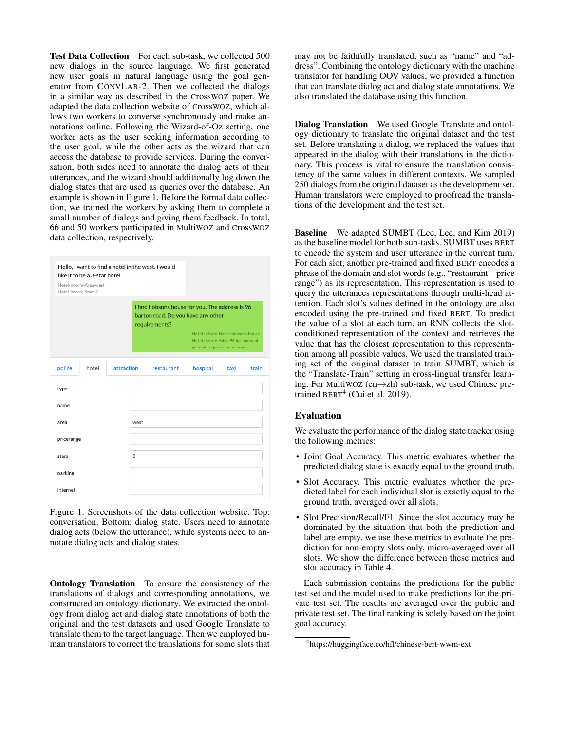**Test Data Collection** For each sub-task, we collected 500 new dialogs in the source language. We first generated new user goals in natural language using the goal generator from ConvLab-2. Then we collected the dialogs in a similar way as described in the CrossWOZ paper. We adapted the data collection website of CrossWOZ, which allows two workers to converse synchronously and make annotations online. Following the Wizard-of-Oz setting, one worker acts as the user seeking information according to the user goal, while the other acts as the wizard that can access the database to provide services. During the conversation, both sides need to annotate the dialog acts of their utterances, and the wizard should additionally log down the dialog states that are used as queries over the database. An example is shown in Figure 1. Before the formal data collection, we trained the workers by asking them to complete a small number of dialogs and giving them feedback. In total, 66 and 50 workers participated in MultiWOZ and CrossWOZ data collection, respectively.

Hello, I want to find a hotel in the west. I would like it to be a 3-star hotel.
Hotel-Inform-Area-west
Hotel-Inform-Stars-3

I find hobsons house for you. The address is 96 barton road. Do you have any other requirements?
Hotel-Inform-Name-hobsons house
Hotel-Inform-Addr-96 barton road
general-reqmore-none-none

police | hotel | attraction | restaurant | hospital | taxi | train

| | |
|---|---|
| type | |
| name | |
| area | west |
| pricerange | |
| stars | 3 |
| parking | |
| internet | |

Figure 1: Screenshots of the data collection website. Top: conversation. Bottom: dialog state. Users need to annotate dialog acts (below the utterance), while systems need to annotate dialog acts and dialog states.

**Ontology Translation** To ensure the consistency of the translations of dialogs and corresponding annotations, we constructed an ontology dictionary. We extracted the ontology from dialog act and dialog state annotations of both the original and the test datasets and used Google Translate to translate them to the target language. Then we employed human translators to correct the translations for some slots that may not be faithfully translated, such as "name" and "address". Combining the ontology dictionary with the machine translator for handling OOV values, we provided a function that can translate dialog act and dialog state annotations. We also translated the database using this function.

**Dialog Translation** We used Google Translate and ontology dictionary to translate the original dataset and the test set. Before translating a dialog, we replaced the values that appeared in the dialog with their translations in the dictionary. This process is vital to ensure the translation consistency of the same values in different contexts. We sampled 250 dialogs from the original dataset as the development set. Human translators were employed to proofread the translations of the development and the test set.

**Baseline** We adapted SUMBT (Lee, Lee, and Kim 2019) as the baseline model for both sub-tasks. SUMBT uses BERT to encode the system and user utterance in the current turn. For each slot, another pre-trained and fixed BERT encodes a phrase of the domain and slot words (e.g., "restaurant – price range") as its representation. This representation is used to query the utterances representations through multi-head attention. Each slot's values defined in the ontology are also encoded using the pre-trained and fixed BERT. To predict the value of a slot at each turn, an RNN collects the slot-conditioned representation of the context and retrieves the value that has the closest representation to this representation among all possible values. We used the translated training set of the original dataset to train SUMBT, which is the "Translate-Train" setting in cross-lingual transfer learning. For MultiWOZ (en→zh) sub-task, we used Chinese pre-trained BERT[4] (Cui et al. 2019).

## Evaluation

We evaluate the performance of the dialog state tracker using the following metrics:

- Joint Goal Accuracy. This metric evaluates whether the predicted dialog state is exactly equal to the ground truth.
- Slot Accuracy. This metric evaluates whether the predicted label for each individual slot is exactly equal to the ground truth, averaged over all slots.
- Slot Precision/Recall/F1. Since the slot accuracy may be dominated by the situation that both the prediction and label are empty, we use these metrics to evaluate the prediction for non-empty slots only, micro-averaged over all slots. We show the difference between these metrics and slot accuracy in Table 4.

Each submission contains the predictions for the public test set and the model used to make predictions for the private test set. The results are averaged over the public and private test set. The final ranking is solely based on the joint goal accuracy.

[4] https://huggingface.co/hfl/chinese-bert-wwm-ext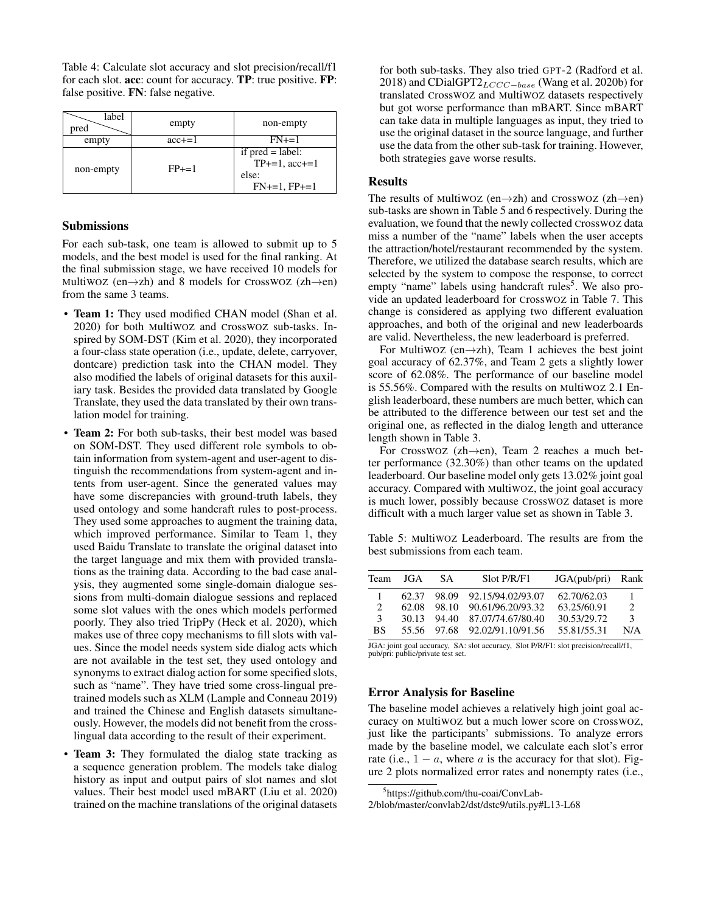Table 4: Calculate slot accuracy and slot precision/recall/f1 for each slot. **acc**: count for accuracy. **TP**: true positive. **FP**: false positive. **FN**: false negative.

| pred \ label | empty | non-empty |
|---|---|---|
| empty | acc+=1 | FN+=1 |
| non-empty | FP+=1 | if pred = label: TP+=1, acc+=1 else: FN+=1, FP+=1 |

## Submissions

For each sub-task, one team is allowed to submit up to 5 models, and the best model is used for the final ranking. At the final submission stage, we have received 10 models for MultiWOZ (en→zh) and 8 models for CrossWOZ (zh→en) from the same 3 teams.

- **Team 1:** They used modified CHAN model (Shan et al. 2020) for both MultiWOZ and CrossWOZ sub-tasks. Inspired by SOM-DST (Kim et al. 2020), they incorporated a four-class state operation (i.e., update, delete, carryover, dontcare) prediction task into the CHAN model. They also modified the labels of original datasets for this auxiliary task. Besides the provided data translated by Google Translate, they used the data translated by their own translation model for training.
- **Team 2:** For both sub-tasks, their best model was based on SOM-DST. They used different role symbols to obtain information from system-agent and user-agent to distinguish the recommendations from system-agent and intents from user-agent. Since the generated values may have some discrepancies with ground-truth labels, they used ontology and some handcraft rules to post-process. They used some approaches to augment the training data, which improved performance. Similar to Team 1, they used Baidu Translate to translate the original dataset into the target language and mix them with provided translations as the training data. According to the bad case analysis, they augmented some single-domain dialogue sessions from multi-domain dialogue sessions and replaced some slot values with the ones which models performed poorly. They also tried TripPy (Heck et al. 2020), which makes use of three copy mechanisms to fill slots with values. Since the model needs system side dialog acts which are not available in the test set, they used ontology and synonyms to extract dialog action for some specified slots, such as "name". They have tried some cross-lingual pretrained models such as XLM (Lample and Conneau 2019) and trained the Chinese and English datasets simultaneously. However, the models did not benefit from the cross-lingual data according to the result of their experiment.
- **Team 3:** They formulated the dialog state tracking as a sequence generation problem. The models take dialog history as input and output pairs of slot names and slot values. Their best model used mBART (Liu et al. 2020) trained on the machine translations of the original datasets for both sub-tasks. They also tried GPT-2 (Radford et al. 2018) and CDialGPT2$_{LCCC-base}$ (Wang et al. 2020b) for translated CrossWOZ and MultiWOZ datasets respectively but got worse performance than mBART. Since mBART can take data in multiple languages as input, they tried to use the original dataset in the source language, and further use the data from the other sub-task for training. However, both strategies gave worse results.

## Results

The results of MultiWOZ (en→zh) and CrossWOZ (zh→en) sub-tasks are shown in Table 5 and 6 respectively. During the evaluation, we found that the newly collected CrossWOZ data miss a number of the "name" labels when the user accepts the attraction/hotel/restaurant recommended by the system. Therefore, we utilized the database search results, which are selected by the system to compose the response, to correct empty "name" labels using handcraft rules[5]. We also provide an updated leaderboard for CrossWOZ in Table 7. This change is considered as applying two different evaluation approaches, and both of the original and new leaderboards are valid. Nevertheless, the new leaderboard is preferred.

For MultiWOZ (en→zh), Team 1 achieves the best joint goal accuracy of 62.37%, and Team 2 gets a slightly lower score of 62.08%. The performance of our baseline model is 55.56%. Compared with the results on MultiWOZ 2.1 English leaderboard, these numbers are much better, which can be attributed to the difference between our test set and the original one, as reflected in the dialog length and utterance length shown in Table 3.

For CrossWOZ (zh→en), Team 2 reaches a much better performance (32.30%) than other teams on the updated leaderboard. Our baseline model only gets 13.02% joint goal accuracy. Compared with MultiWOZ, the joint goal accuracy is much lower, possibly because CrossWOZ dataset is more difficult with a much larger value set as shown in Table 3.

Table 5: MultiWOZ Leaderboard. The results are from the best submissions from each team.

| Team | JGA | SA | Slot P/R/F1 | JGA(pub/pri) | Rank |
|---|---|---|---|---|---|
| 1 | 62.37 | 98.09 | 92.15/94.02/93.07 | 62.70/62.03 | 1 |
| 2 | 62.08 | 98.10 | 90.61/96.20/93.32 | 63.25/60.91 | 2 |
| 3 | 30.13 | 94.40 | 87.07/74.67/80.40 | 30.53/29.72 | 3 |
| BS | 55.56 | 97.68 | 92.02/91.10/91.56 | 55.81/55.31 | N/A |

JGA: joint goal accuracy, SA: slot accuracy, Slot P/R/F1: slot precision/recall/f1, pub/pri: public/private test set.

## Error Analysis for Baseline

The baseline model achieves a relatively high joint goal accuracy on MultiWOZ but a much lower score on CrossWOZ, just like the participants' submissions. To analyze errors made by the baseline model, we calculate each slot's error rate (i.e., $1 - a$, where $a$ is the accuracy for that slot). Figure 2 plots normalized error rates and nonempty rates (i.e.,

[5] https://github.com/thu-coai/ConvLab-2/blob/master/convlab2/dst/dstc9/utils.py#L13-L68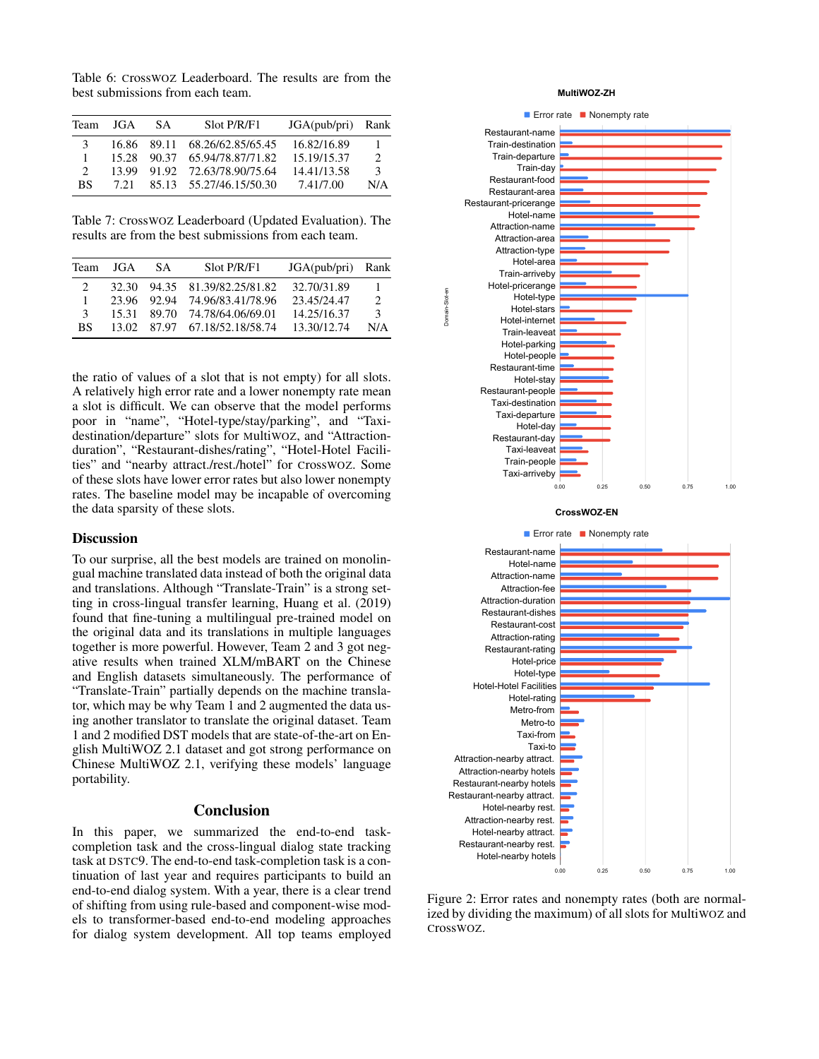Table 6: CrossWOZ Leaderboard. The results are from the best submissions from each team.

| Team | JGA | SA | Slot P/R/F1 | JGA(pub/pri) | Rank |
|---|---|---|---|---|---|
| 3 | 16.86 | 89.11 | 68.26/62.85/65.45 | 16.82/16.89 | 1 |
| 1 | 15.28 | 90.37 | 65.94/78.87/71.82 | 15.19/15.37 | 2 |
| 2 | 13.99 | 91.92 | 72.63/78.90/75.64 | 14.41/13.58 | 3 |
| BS | 7.21 | 85.13 | 55.27/46.15/50.30 | 7.41/7.00 | N/A |

Table 7: CrossWOZ Leaderboard (Updated Evaluation). The results are from the best submissions from each team.

| Team | JGA | SA | Slot P/R/F1 | JGA(pub/pri) | Rank |
|---|---|---|---|---|---|
| 2 | 32.30 | 94.35 | 81.39/82.25/81.82 | 32.70/31.89 | 1 |
| 1 | 23.96 | 92.94 | 74.96/83.41/78.96 | 23.45/24.47 | 2 |
| 3 | 15.31 | 89.70 | 74.78/64.06/69.01 | 14.25/16.37 | 3 |
| BS | 13.02 | 87.97 | 67.18/52.18/58.74 | 13.30/12.74 | N/A |

the ratio of values of a slot that is not empty) for all slots. A relatively high error rate and a lower nonempty rate mean a slot is difficult. We can observe that the model performs poor in "name", "Hotel-type/stay/parking", and "Taxi-destination/departure" slots for MultiWOZ, and "Attraction-duration", "Restaurant-dishes/rating", "Hotel-Hotel Facilities" and "nearby attract./rest./hotel" for CrossWOZ. Some of these slots have lower error rates but also lower nonempty rates. The baseline model may be incapable of overcoming the data sparsity of these slots.

## Discussion

To our surprise, all the best models are trained on monolingual machine translated data instead of both the original data and translations. Although "Translate-Train" is a strong setting in cross-lingual transfer learning, Huang et al. (2019) found that fine-tuning a multilingual pre-trained model on the original data and its translations in multiple languages together is more powerful. However, Team 2 and 3 got negative results when trained XLM/mBART on the Chinese and English datasets simultaneously. The performance of "Translate-Train" partially depends on the machine translator, which may be why Team 1 and 2 augmented the data using another translator to translate the original dataset. Team 1 and 2 modified DST models that are state-of-the-art on English MultiWOZ 2.1 dataset and got strong performance on Chinese MultiWOZ 2.1, verifying these models' language portability.

## Conclusion

In this paper, we summarized the end-to-end task-completion task and the cross-lingual dialog state tracking task at DSTC9. The end-to-end task-completion task is a continuation of last year and requires participants to build an end-to-end dialog system. With a year, there is a clear trend of shifting from using rule-based and component-wise models to transformer-based end-to-end modeling approaches for dialog system development. All top teams employed

Figure 2: Error rates and nonempty rates (both are normalized by dividing the maximum) of all slots for MultiWOZ and CrossWOZ.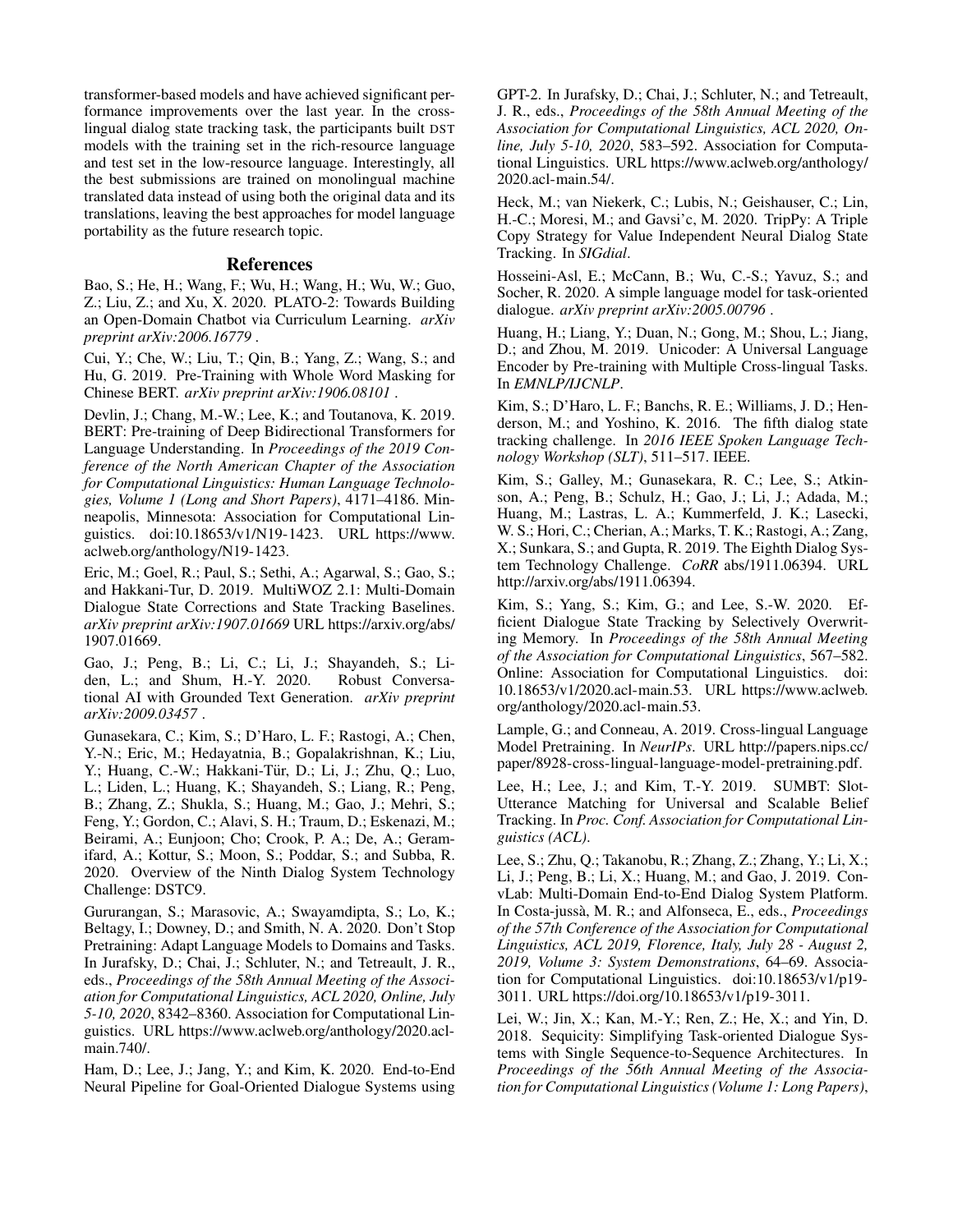transformer-based models and have achieved significant performance improvements over the last year. In the cross-lingual dialog state tracking task, the participants built DST models with the training set in the rich-resource language and test set in the low-resource language. Interestingly, all the best submissions are trained on monolingual machine translated data instead of using both the original data and its translations, leaving the best approaches for model language portability as the future research topic.

## References

Bao, S.; He, H.; Wang, F.; Wu, H.; Wang, H.; Wu, W.; Guo, Z.; Liu, Z.; and Xu, X. 2020. PLATO-2: Towards Building an Open-Domain Chatbot via Curriculum Learning. *arXiv preprint arXiv:2006.16779* .

Cui, Y.; Che, W.; Liu, T.; Qin, B.; Yang, Z.; Wang, S.; and Hu, G. 2019. Pre-Training with Whole Word Masking for Chinese BERT. *arXiv preprint arXiv:1906.08101* .

Devlin, J.; Chang, M.-W.; Lee, K.; and Toutanova, K. 2019. BERT: Pre-training of Deep Bidirectional Transformers for Language Understanding. In *Proceedings of the 2019 Conference of the North American Chapter of the Association for Computational Linguistics: Human Language Technologies, Volume 1 (Long and Short Papers)*, 4171–4186. Minneapolis, Minnesota: Association for Computational Linguistics. doi:10.18653/v1/N19-1423. URL https://www.aclweb.org/anthology/N19-1423.

Eric, M.; Goel, R.; Paul, S.; Sethi, A.; Agarwal, S.; Gao, S.; and Hakkani-Tur, D. 2019. MultiWOZ 2.1: Multi-Domain Dialogue State Corrections and State Tracking Baselines. *arXiv preprint arXiv:1907.01669* URL https://arxiv.org/abs/1907.01669.

Gao, J.; Peng, B.; Li, C.; Li, J.; Shayandeh, S.; Liden, L.; and Shum, H.-Y. 2020. Robust Conversational AI with Grounded Text Generation. *arXiv preprint arXiv:2009.03457* .

Gunasekara, C.; Kim, S.; D'Haro, L. F.; Rastogi, A.; Chen, Y.-N.; Eric, M.; Hedayatnia, B.; Gopalakrishnan, K.; Liu, Y.; Huang, C.-W.; Hakkani-Tür, D.; Li, J.; Zhu, Q.; Luo, L.; Liden, L.; Huang, K.; Shayandeh, S.; Liang, R.; Peng, B.; Zhang, Z.; Shukla, S.; Huang, M.; Gao, J.; Mehri, S.; Feng, Y.; Gordon, C.; Alavi, S. H.; Traum, D.; Eskenazi, M.; Beirami, A.; Eunjoon; Cho; Crook, P. A.; De, A.; Geramifard, A.; Kottur, S.; Moon, S.; Poddar, S.; and Subba, R. 2020. Overview of the Ninth Dialog System Technology Challenge: DSTC9.

Gururangan, S.; Marasovic, A.; Swayamdipta, S.; Lo, K.; Beltagy, I.; Downey, D.; and Smith, N. A. 2020. Don't Stop Pretraining: Adapt Language Models to Domains and Tasks. In Jurafsky, D.; Chai, J.; Schluter, N.; and Tetreault, J. R., eds., *Proceedings of the 58th Annual Meeting of the Association for Computational Linguistics, ACL 2020, Online, July 5-10, 2020*, 8342–8360. Association for Computational Linguistics. URL https://www.aclweb.org/anthology/2020.acl-main.740/.

Ham, D.; Lee, J.; Jang, Y.; and Kim, K. 2020. End-to-End Neural Pipeline for Goal-Oriented Dialogue Systems using GPT-2. In Jurafsky, D.; Chai, J.; Schluter, N.; and Tetreault, J. R., eds., *Proceedings of the 58th Annual Meeting of the Association for Computational Linguistics, ACL 2020, Online, July 5-10, 2020*, 583–592. Association for Computational Linguistics. URL https://www.aclweb.org/anthology/2020.acl-main.54/.

Heck, M.; van Niekerk, C.; Lubis, N.; Geishauser, C.; Lin, H.-C.; Moresi, M.; and Gavsi'c, M. 2020. TripPy: A Triple Copy Strategy for Value Independent Neural Dialog State Tracking. In *SIGdial*.

Hosseini-Asl, E.; McCann, B.; Wu, C.-S.; Yavuz, S.; and Socher, R. 2020. A simple language model for task-oriented dialogue. *arXiv preprint arXiv:2005.00796* .

Huang, H.; Liang, Y.; Duan, N.; Gong, M.; Shou, L.; Jiang, D.; and Zhou, M. 2019. Unicoder: A Universal Language Encoder by Pre-training with Multiple Cross-lingual Tasks. In *EMNLP/IJCNLP*.

Kim, S.; D'Haro, L. F.; Banchs, R. E.; Williams, J. D.; Henderson, M.; and Yoshino, K. 2016. The fifth dialog state tracking challenge. In *2016 IEEE Spoken Language Technology Workshop (SLT)*, 511–517. IEEE.

Kim, S.; Galley, M.; Gunasekara, R. C.; Lee, S.; Atkinson, A.; Peng, B.; Schulz, H.; Gao, J.; Li, J.; Adada, M.; Huang, M.; Lastras, L. A.; Kummerfeld, J. K.; Lasecki, W. S.; Hori, C.; Cherian, A.; Marks, T. K.; Rastogi, A.; Zang, X.; Sunkara, S.; and Gupta, R. 2019. The Eighth Dialog System Technology Challenge. *CoRR* abs/1911.06394. URL http://arxiv.org/abs/1911.06394.

Kim, S.; Yang, S.; Kim, G.; and Lee, S.-W. 2020. Efficient Dialogue State Tracking by Selectively Overwriting Memory. In *Proceedings of the 58th Annual Meeting of the Association for Computational Linguistics*, 567–582. Online: Association for Computational Linguistics. doi:10.18653/v1/2020.acl-main.53. URL https://www.aclweb.org/anthology/2020.acl-main.53.

Lample, G.; and Conneau, A. 2019. Cross-lingual Language Model Pretraining. In *NeurIPs*. URL http://papers.nips.cc/paper/8928-cross-lingual-language-model-pretraining.pdf.

Lee, H.; Lee, J.; and Kim, T.-Y. 2019. SUMBT: Slot-Utterance Matching for Universal and Scalable Belief Tracking. In *Proc. Conf. Association for Computational Linguistics (ACL)*.

Lee, S.; Zhu, Q.; Takanobu, R.; Zhang, Z.; Zhang, Y.; Li, X.; Li, J.; Peng, B.; Li, X.; Huang, M.; and Gao, J. 2019. ConvLab: Multi-Domain End-to-End Dialog System Platform. In Costa-jussà, M. R.; and Alfonseca, E., eds., *Proceedings of the 57th Conference of the Association for Computational Linguistics, ACL 2019, Florence, Italy, July 28 - August 2, 2019, Volume 3: System Demonstrations*, 64–69. Association for Computational Linguistics. doi:10.18653/v1/p19-3011. URL https://doi.org/10.18653/v1/p19-3011.

Lei, W.; Jin, X.; Kan, M.-Y.; Ren, Z.; He, X.; and Yin, D. 2018. Sequicity: Simplifying Task-oriented Dialogue Systems with Single Sequence-to-Sequence Architectures. In *Proceedings of the 56th Annual Meeting of the Association for Computational Linguistics (Volume 1: Long Papers)*,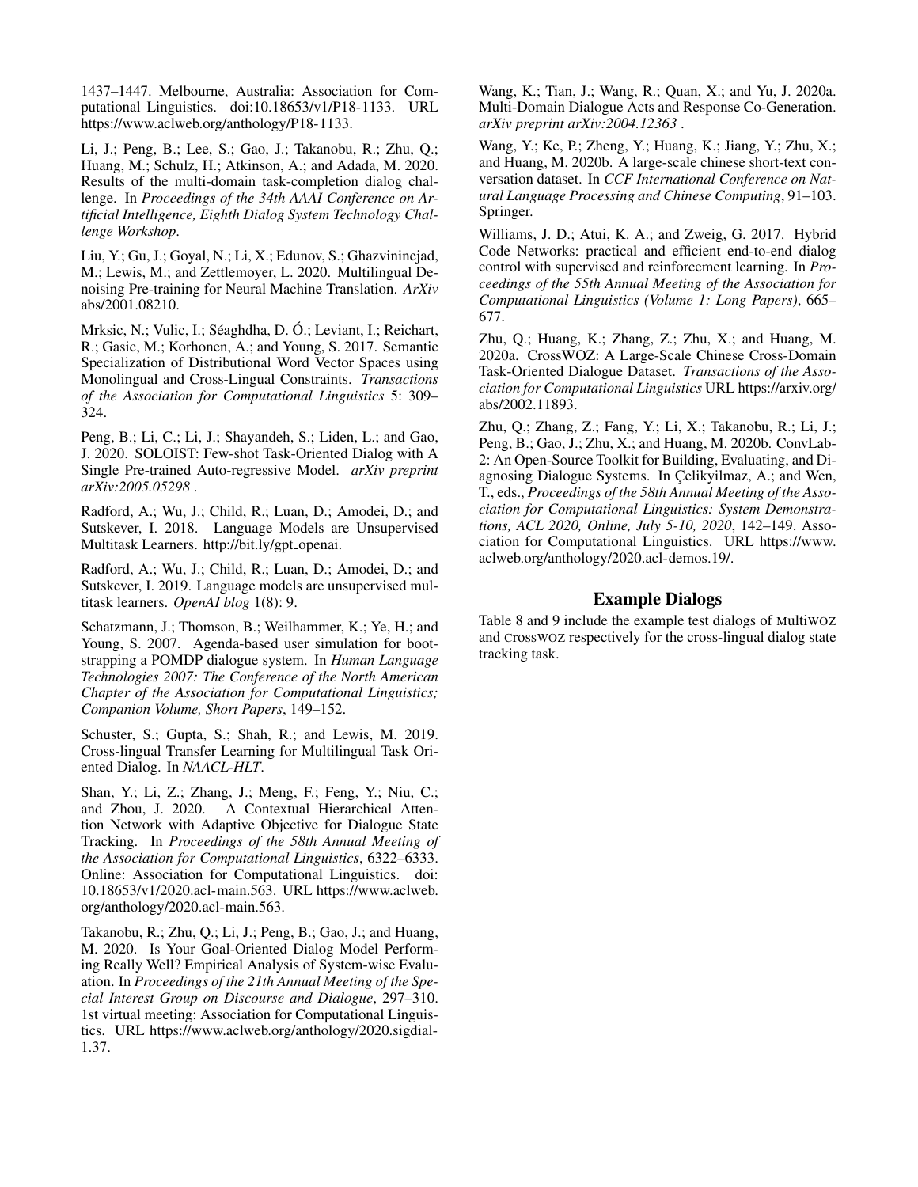1437–1447. Melbourne, Australia: Association for Computational Linguistics. doi:10.18653/v1/P18-1133. URL https://www.aclweb.org/anthology/P18-1133.

Li, J.; Peng, B.; Lee, S.; Gao, J.; Takanobu, R.; Zhu, Q.; Huang, M.; Schulz, H.; Atkinson, A.; and Adada, M. 2020. Results of the multi-domain task-completion dialog challenge. In *Proceedings of the 34th AAAI Conference on Artificial Intelligence, Eighth Dialog System Technology Challenge Workshop*.

Liu, Y.; Gu, J.; Goyal, N.; Li, X.; Edunov, S.; Ghazvininejad, M.; Lewis, M.; and Zettlemoyer, L. 2020. Multilingual Denoising Pre-training for Neural Machine Translation. *ArXiv* abs/2001.08210.

Mrksic, N.; Vulic, I.; Séaghdha, D. Ó.; Leviant, I.; Reichart, R.; Gasic, M.; Korhonen, A.; and Young, S. 2017. Semantic Specialization of Distributional Word Vector Spaces using Monolingual and Cross-Lingual Constraints. *Transactions of the Association for Computational Linguistics* 5: 309–324.

Peng, B.; Li, C.; Li, J.; Shayandeh, S.; Liden, L.; and Gao, J. 2020. SOLOIST: Few-shot Task-Oriented Dialog with A Single Pre-trained Auto-regressive Model. *arXiv preprint arXiv:2005.05298* .

Radford, A.; Wu, J.; Child, R.; Luan, D.; Amodei, D.; and Sutskever, I. 2018. Language Models are Unsupervised Multitask Learners. http://bit.ly/gpt_openai.

Radford, A.; Wu, J.; Child, R.; Luan, D.; Amodei, D.; and Sutskever, I. 2019. Language models are unsupervised multitask learners. *OpenAI blog* 1(8): 9.

Schatzmann, J.; Thomson, B.; Weilhammer, K.; Ye, H.; and Young, S. 2007. Agenda-based user simulation for bootstrapping a POMDP dialogue system. In *Human Language Technologies 2007: The Conference of the North American Chapter of the Association for Computational Linguistics; Companion Volume, Short Papers*, 149–152.

Schuster, S.; Gupta, S.; Shah, R.; and Lewis, M. 2019. Cross-lingual Transfer Learning for Multilingual Task Oriented Dialog. In *NAACL-HLT*.

Shan, Y.; Li, Z.; Zhang, J.; Meng, F.; Feng, Y.; Niu, C.; and Zhou, J. 2020. A Contextual Hierarchical Attention Network with Adaptive Objective for Dialogue State Tracking. In *Proceedings of the 58th Annual Meeting of the Association for Computational Linguistics*, 6322–6333. Online: Association for Computational Linguistics. doi: 10.18653/v1/2020.acl-main.563. URL https://www.aclweb.org/anthology/2020.acl-main.563.

Takanobu, R.; Zhu, Q.; Li, J.; Peng, B.; Gao, J.; and Huang, M. 2020. Is Your Goal-Oriented Dialog Model Performing Really Well? Empirical Analysis of System-wise Evaluation. In *Proceedings of the 21th Annual Meeting of the Special Interest Group on Discourse and Dialogue*, 297–310. 1st virtual meeting: Association for Computational Linguistics. URL https://www.aclweb.org/anthology/2020.sigdial-1.37.

Wang, K.; Tian, J.; Wang, R.; Quan, X.; and Yu, J. 2020a. Multi-Domain Dialogue Acts and Response Co-Generation. *arXiv preprint arXiv:2004.12363* .

Wang, Y.; Ke, P.; Zheng, Y.; Huang, K.; Jiang, Y.; Zhu, X.; and Huang, M. 2020b. A large-scale chinese short-text conversation dataset. In *CCF International Conference on Natural Language Processing and Chinese Computing*, 91–103. Springer.

Williams, J. D.; Atui, K. A.; and Zweig, G. 2017. Hybrid Code Networks: practical and efficient end-to-end dialog control with supervised and reinforcement learning. In *Proceedings of the 55th Annual Meeting of the Association for Computational Linguistics (Volume 1: Long Papers)*, 665–677.

Zhu, Q.; Huang, K.; Zhang, Z.; Zhu, X.; and Huang, M. 2020a. CrossWOZ: A Large-Scale Chinese Cross-Domain Task-Oriented Dialogue Dataset. *Transactions of the Association for Computational Linguistics* URL https://arxiv.org/abs/2002.11893.

Zhu, Q.; Zhang, Z.; Fang, Y.; Li, X.; Takanobu, R.; Li, J.; Peng, B.; Gao, J.; Zhu, X.; and Huang, M. 2020b. ConvLab-2: An Open-Source Toolkit for Building, Evaluating, and Diagnosing Dialogue Systems. In Çelikyilmaz, A.; and Wen, T., eds., *Proceedings of the 58th Annual Meeting of the Association for Computational Linguistics: System Demonstrations, ACL 2020, Online, July 5-10, 2020*, 142–149. Association for Computational Linguistics. URL https://www.aclweb.org/anthology/2020.acl-demos.19/.

## Example Dialogs

Table 8 and 9 include the example test dialogs of MultiWOZ and CrossWOZ respectively for the cross-lingual dialog state tracking task.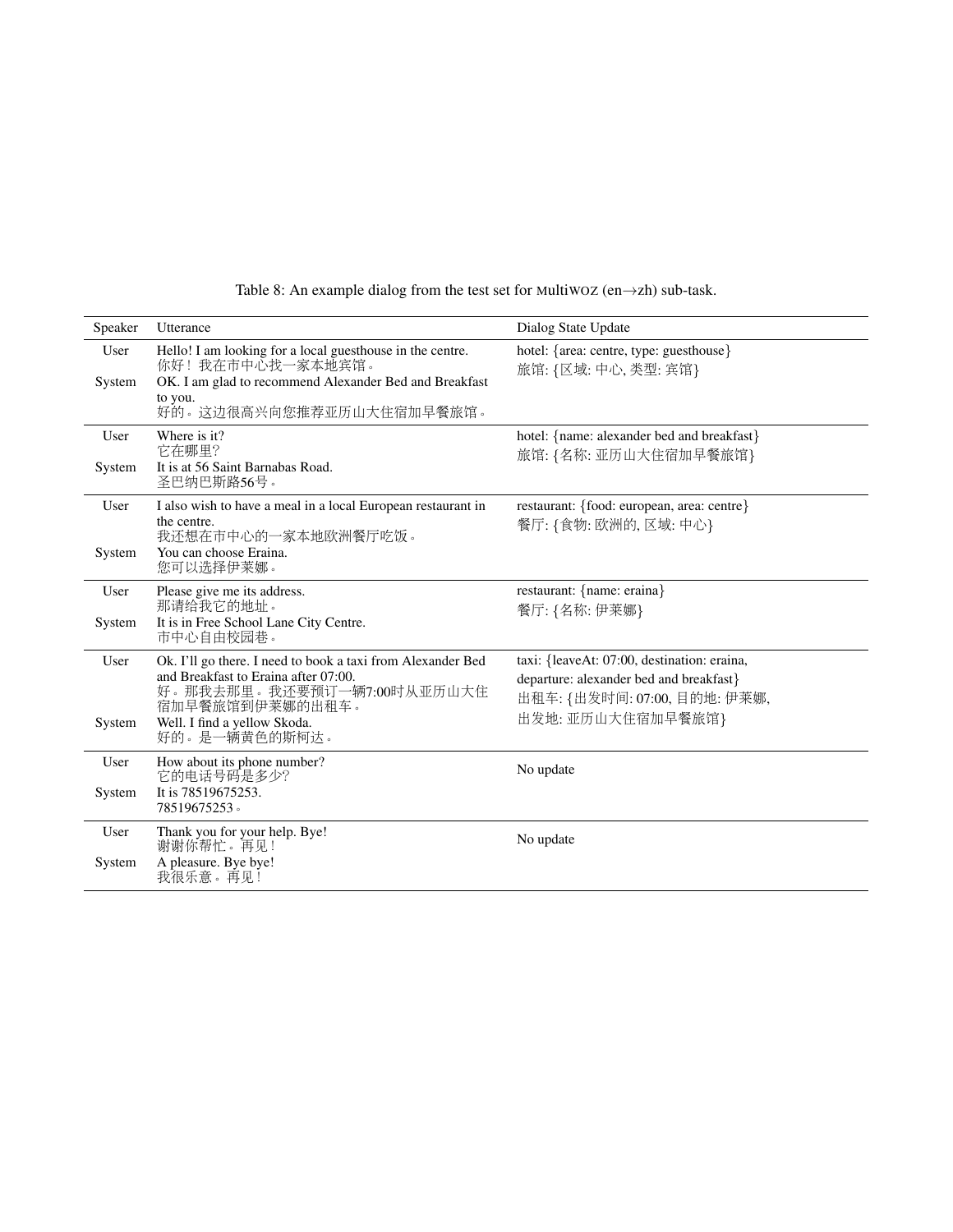Table 8: An example dialog from the test set for MultiWOZ (en→zh) sub-task.

| Speaker | Utterance | Dialog State Update |
|---|---|---|
| User<br>System | Hello! I am looking for a local guesthouse in the centre.<br>你好！我在市中心找一家本地宾馆。<br>OK. I am glad to recommend Alexander Bed and Breakfast to you.<br>好的。这边很高兴向您推荐亚历山大住宿加早餐旅馆。 | hotel: {area: centre, type: guesthouse}<br>旅馆: {区域: 中心, 类型: 宾馆} |
| User<br>System | Where is it?<br>它在哪里?<br>It is at 56 Saint Barnabas Road.<br>圣巴纳巴斯路56号。 | hotel: {name: alexander bed and breakfast}<br>旅馆: {名称: 亚历山大住宿加早餐旅馆} |
| User<br>System | I also wish to have a meal in a local European restaurant in the centre.<br>我还想在市中心的一家本地欧洲餐厅吃饭。<br>You can choose Eraina.<br>您可以选择伊莱娜。 | restaurant: {food: european, area: centre}<br>餐厅: {食物: 欧洲的, 区域: 中心} |
| User<br>System | Please give me its address.<br>那请给我它的地址。<br>It is in Free School Lane City Centre.<br>市中心自由校园巷。 | restaurant: {name: eraina}<br>餐厅: {名称: 伊莱娜} |
| User<br>System | Ok. I'll go there. I need to book a taxi from Alexander Bed and Breakfast to Eraina after 07:00.<br>好。那我去那里。我还要预订一辆7:00时从亚历山大住宿加早餐旅馆到伊莱娜的出租车。<br>Well. I find a yellow Skoda.<br>好的。是一辆黄色的斯柯达。 | taxi: {leaveAt: 07:00, destination: eraina, departure: alexander bed and breakfast}<br>出租车: {出发时间: 07:00, 目的地: 伊莱娜, 出发地: 亚历山大住宿加早餐旅馆} |
| User<br>System | How about its phone number?<br>它的电话号码是多少?<br>It is 78519675253.<br>78519675253。 | No update |
| User<br>System | Thank you for your help. Bye!<br>谢谢你帮忙。再见！<br>A pleasure. Bye bye!<br>我很乐意。再见！ | No update |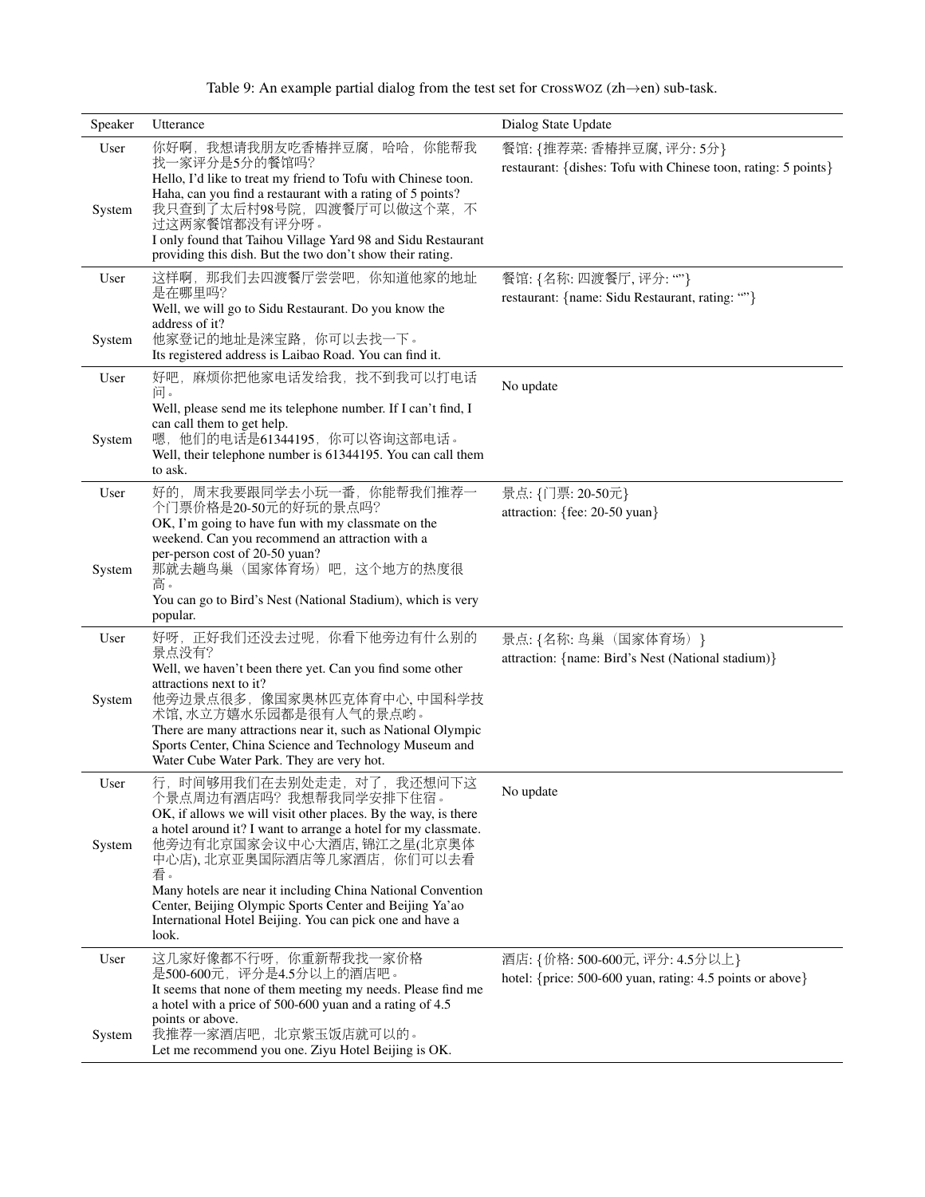Table 9: An example partial dialog from the test set for CrossWOZ (zh→en) sub-task.

| Speaker | Utterance | Dialog State Update |
|---|---|---|
| User | 你好啊，我想请我朋友吃香椿拌豆腐，哈哈，你能帮我找一家评分是5分的餐馆吗？ Hello, I'd like to treat my friend to Tofu with Chinese toon. Haha, can you find a restaurant with a rating of 5 points? | 餐馆: {推荐菜: 香椿拌豆腐, 评分: 5分} restaurant: {dishes: Tofu with Chinese toon, rating: 5 points} |
| System | 我只查到了太后村98号院，四渡餐厅可以做这个菜，不过这两家餐馆都没有评分呀。 I only found that Taihou Village Yard 98 and Sidu Restaurant providing this dish. But the two don't show their rating. | |
| User | 这样啊，那我们去四渡餐厅尝尝吧，你知道他家的地址是在哪里吗？ Well, we will go to Sidu Restaurant. Do you know the address of it? | 餐馆: {名称: 四渡餐厅, 评分: ""} restaurant: {name: Sidu Restaurant, rating: ""} |
| System | 他家登记的地址是涞宝路，你可以去找一下。 Its registered address is Laibao Road. You can find it. | |
| User | 好吧，麻烦你把他家电话发给我，找不到我可以打电话问。 Well, please send me its telephone number. If I can't find, I can call them to get help. | No update |
| System | 嗯，他们的电话是61344195，你可以咨询这部电话。 Well, their telephone number is 61344195. You can call them to ask. | |
| User | 好的，周末我要跟同学去小玩一番，你能帮我们推荐一个门票价格是20-50元的好玩的景点吗？ OK, I'm going to have fun with my classmate on the weekend. Can you recommend an attraction with a per-person cost of 20-50 yuan? | 景点: {门票: 20-50元} attraction: {fee: 20-50 yuan} |
| System | 那就去趟鸟巢（国家体育场）吧，这个地方的热度很高。 You can go to Bird's Nest (National Stadium), which is very popular. | |
| User | 好呀，正好我们还没去过呢，你看下他旁边有什么别的景点没有？ Well, we haven't been there yet. Can you find some other attractions next to it? | 景点: {名称: 鸟巢（国家体育场）} attraction: {name: Bird's Nest (National stadium)} |
| System | 他旁边景点很多，像国家奥林匹克体育中心, 中国科学技术馆, 水立方嬉水乐园都是很有人气的景点哟。 There are many attractions near it, such as National Olympic Sports Center, China Science and Technology Museum and Water Cube Water Park. They are very hot. | |
| User | 行，时间够用我们在去别处走走，对了，我还想问下这个景点周边有酒店吗？我想帮我同学安排下住宿。 OK, if allows we will visit other places. By the way, is there a hotel around it? I want to arrange a hotel for my classmate. | No update |
| System | 他旁边有北京国家会议中心大酒店, 锦江之星(北京奥体中心店), 北京亚奥国际酒店等几家酒店，你们可以去看看。 Many hotels are near it including China National Convention Center, Beijing Olympic Sports Center and Beijing Ya'ao International Hotel Beijing. You can pick one and have a look. | |
| User | 这几家好像都不行呀，你重新帮我找一家价格是500-600元，评分是4.5分以上的酒店吧。 It seems that none of them meeting my needs. Please find me a hotel with a price of 500-600 yuan and a rating of 4.5 points or above. | 酒店: {价格: 500-600元, 评分: 4.5分以上} hotel: {price: 500-600 yuan, rating: 4.5 points or above} |
| System | 我推荐一家酒店吧，北京紫玉饭店就可以的。 Let me recommend you one. Ziyu Hotel Beijing is OK. | |